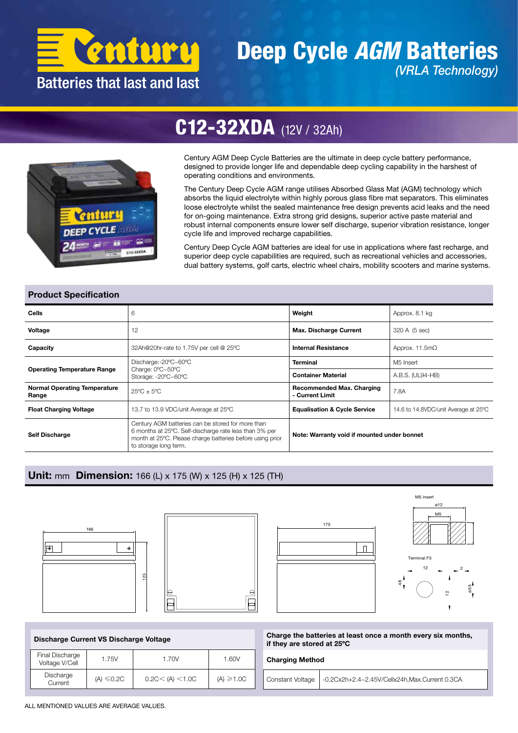# Century

Batteries that last and last

# Deep Cycle *AGM* Batteries

*(VRLA Technology)*

## C12-32XDA (12V / 32Ah)

Century AGM Deep Cycle Batteries are the ultimate in deep cycle battery performance, designed to provide longer life and dependable deep cycling capability in the harshest of operating conditions and environments.

The Century Deep Cycle AGM range utilises Absorbed Glass Mat (AGM) technology which absorbs the liquid electrolyte within highly porous glass fibre mat separators. This eliminates loose electrolyte whilst the sealed maintenance free design prevents acid leaks and the need for on-going maintenance. Extra strong grid designs, superior active paste material and robust internal components ensure lower self discharge, superior vibration resistance, longer cycle life and improved recharge capabilities.

Century Deep Cycle AGM batteries are ideal for use in applications where fast recharge, and superior deep cycle capabilities are required, such as recreational vehicles and accessories, dual battery systems, golf carts, electric wheel chairs, mobility scooters and marine systems.

## Product Specification

| | | | |
|---|---|---|---|
| **Cells** | 6 | **Weight** | Approx. 8.1 kg |
| **Voltage** | 12 | **Max. Discharge Current** | 320 A (5 sec) |
| **Capacity** | 32Ah@20hr-rate to 1.75V per cell @ 25ºC | **Internal Resistance** | Approx. 11.5mΩ |
| **Operating Temperature Range** | Discharge:-20ºC~60ºC<br>Charge: 0ºC~50ºC<br>Storage: -20ºC~60ºC | **Terminal** | M5 Insert |
| | | **Container Material** | A.B.S. (UL94-HB) |
| **Normal Operating Temperature Range** | 25ºC ± 5ºC | **Recommended Max. Charging - Current Limit** | 7.8A |
| **Float Charging Voltage** | 13.7 to 13.9 VDC/unit Average at 25ºC | **Equalisation & Cycle Service** | 14.6 to 14.8VDC/unit Average at 25ºC |
| **Self Discharge** | Century AGM batteries can be stored for more than 6 months at 25ºC. Self-discharge rate less than 3% per month at 25ºC. Please charge batteries before using prior to storage long term. | **Note: Warranty void if mounted under bonnet** | |

## Unit: mm Dimension: 166 (L) x 175 (W) x 125 (H) x 125 (TH)

166

125

175

M5 insert

ø12

M5

Terminal F3

12

2

48

12

ø5.5

### Discharge Current VS Discharge Voltage

| Final Discharge Voltage V/Cell | 1.75V | 1.70V | 1.60V |
|---|---|---|---|
| Discharge Current | (A) ≤0.2C | 0.2C< (A) <1.0C | (A) ≥1.0C |

**Charge the batteries at least once a month every six months, if they are stored at 25ºC**

**Charging Method**

| | |
|---|---|
| Constant Voltage | -0.2Cx2h+2.4~2.45V/Cellx24h,Max.Current 0.3CA |

ALL MENTIONED VALUES ARE AVERAGE VALUES.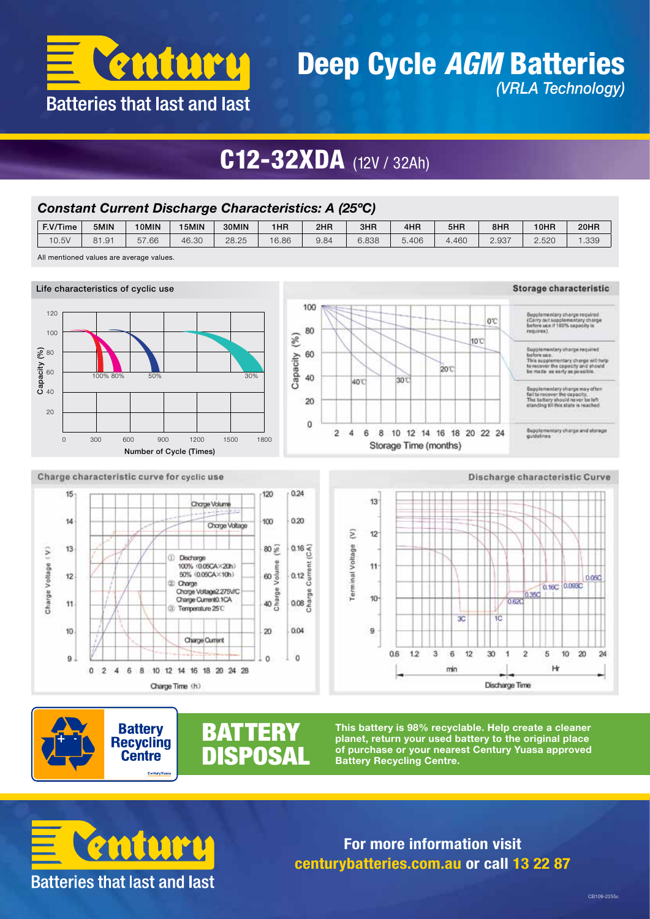Century

Batteries that last and last

# Deep Cycle *AGM* Batteries

*(VRLA Technology)*

## C12-32XDA (12V / 32Ah)

### *Constant Current Discharge Characteristics: A (25ºC)*

| F.V/Time | 5MIN | 10MIN | 15MIN | 30MIN | 1HR | 2HR | 3HR | 4HR | 5HR | 8HR | 10HR | 20HR |
|---|---|---|---|---|---|---|---|---|---|---|---|---|
| 10.5V | 81.91 | 57.66 | 46.30 | 28.25 | 16.86 | 9.84 | 6.838 | 5.406 | 4.460 | 2.937 | 2.520 | 1.339 |

All mentioned values are average values.

**Life characteristics of cyclic use**

Capacity (%)

120
100
80
60
40
20

100% 80% 50% 30%

0 300 600 900 1200 1500 1800

Number of Cycle (Times)

**Storage characteristic**

Capacity (%)

100
80
60
40
20
0

0℃ 10℃ 20℃ 30℃ 40℃

2 4 6 8 10 12 14 16 18 20 22 24

Storage Time (months)

Supplementary charge required (Carry out supplementary charge before use if 100% capacity is requires)

Supplementary charge required before use. This supplementary charge will help to recover the capacity and should be made as early as possible.

Supplementary charge may often fail to recover the capacity. The battery should never be left standing till this state is reached

Supplementary charge and storage guidelines

**Charge characteristic curve for cyclic use**

Charge Voltage (V)

15
14
13
12
11
10
9

Charge Volume (%)

120
100
80
60
40
20
0

Charge Current (CA)

0.24
0.20
0.16
0.12
0.08
0.04
0

Charge Volume

Charge Voltage

Charge Current

① Discharge
100% (0.05CA×20h)
50% (0.05CA×10h)
② Charge
Charge Voltage2.275V/C
Charge Current0.1CA
③ Temperature 25℃

0 2 4 6 8 10 12 14 16 18 20 24 28

Charge Time (h)

**Discharge characteristic Curve**

Terminal Voltage (V)

13
12
11
10
9

3C 1C 0.62C 0.35C 0.16C 0.093C 0.05C

0.6 1.2 3 6 12 30 1 2 5 10 20 24

min Hr

Discharge Time

Battery Recycling Centre

# BATTERY DISPOSAL

**This battery is 98% recyclable. Help create a cleaner planet, return your used battery to the original place of purchase or your nearest Century Yuasa approved Battery Recycling Centre.**

Century

Batteries that last and last

**For more information visit centurybatteries.com.au or call 13 22 87**

CB109-2255c